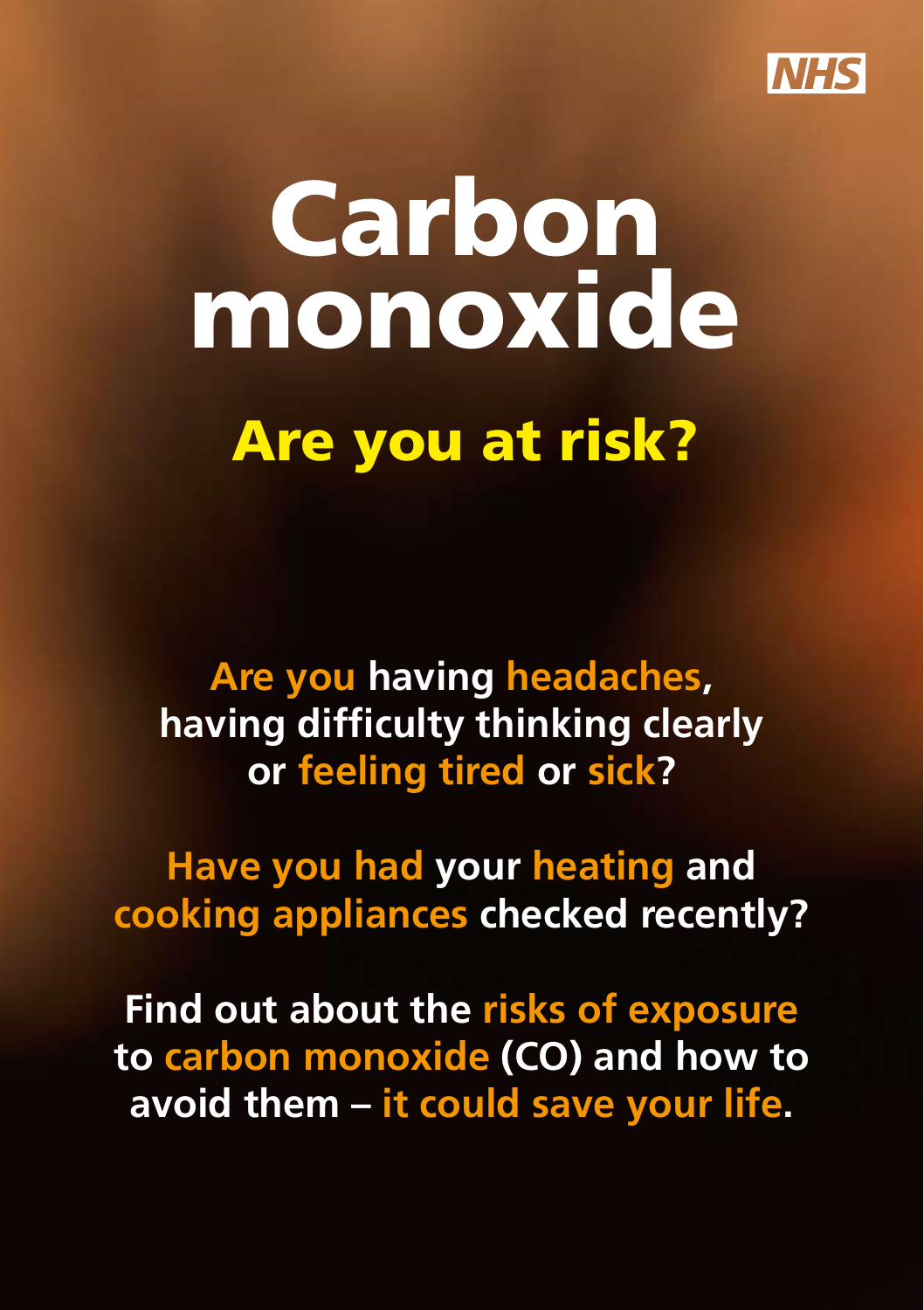NHS

# Carbon monoxide

## Are you at risk?

**Are you having headaches, having difficulty thinking clearly or feeling tired or sick?**

**Have you had your heating and cooking appliances checked recently?**

**Find out about the risks of exposure to carbon monoxide (CO) and how to avoid them – it could save your life.**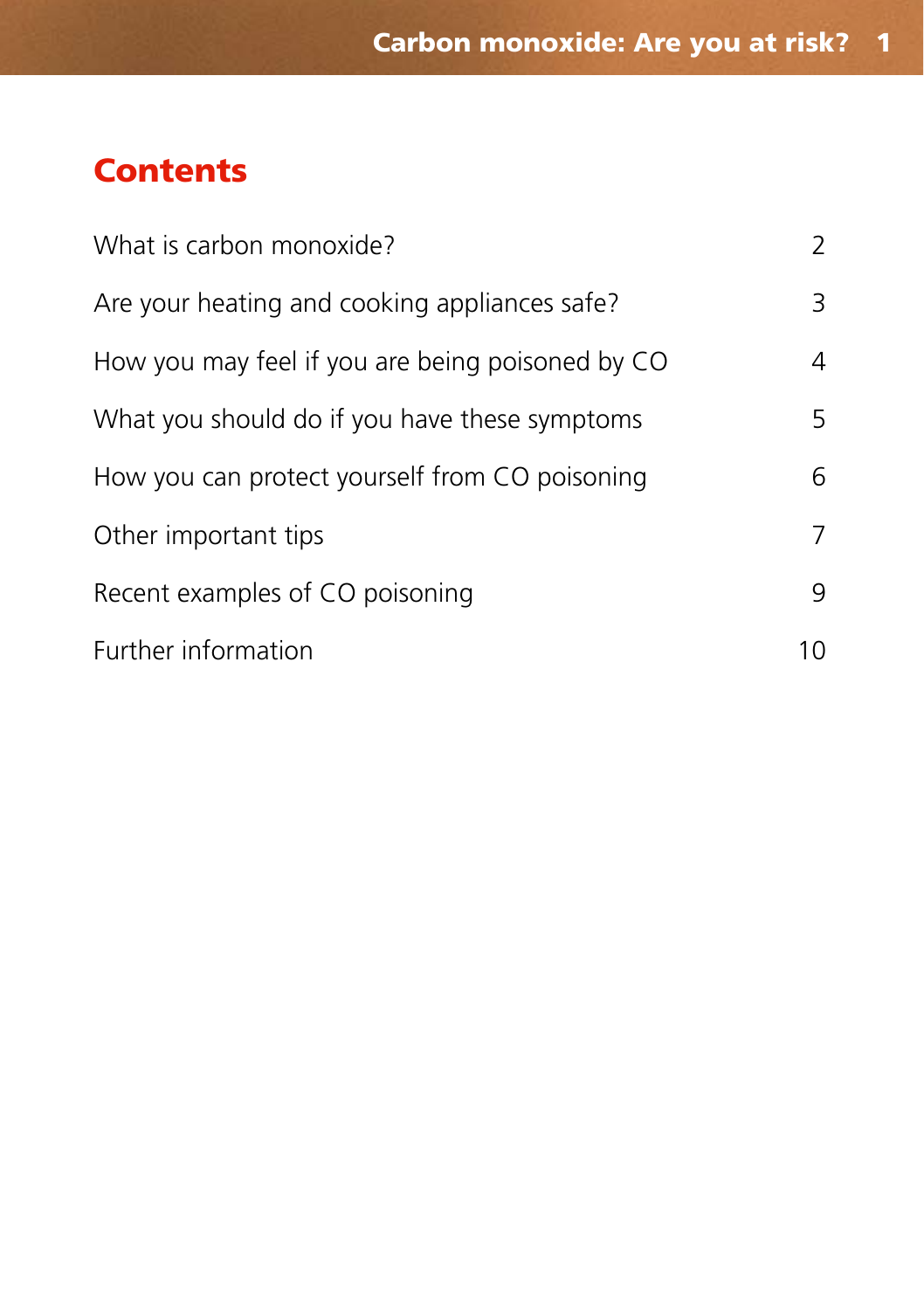# Contents

| | |
|---|---|
| What is carbon monoxide? | 2 |
| Are your heating and cooking appliances safe? | 3 |
| How you may feel if you are being poisoned by CO | 4 |
| What you should do if you have these symptoms | 5 |
| How you can protect yourself from CO poisoning | 6 |
| Other important tips | 7 |
| Recent examples of CO poisoning | 9 |
| Further information | 10 |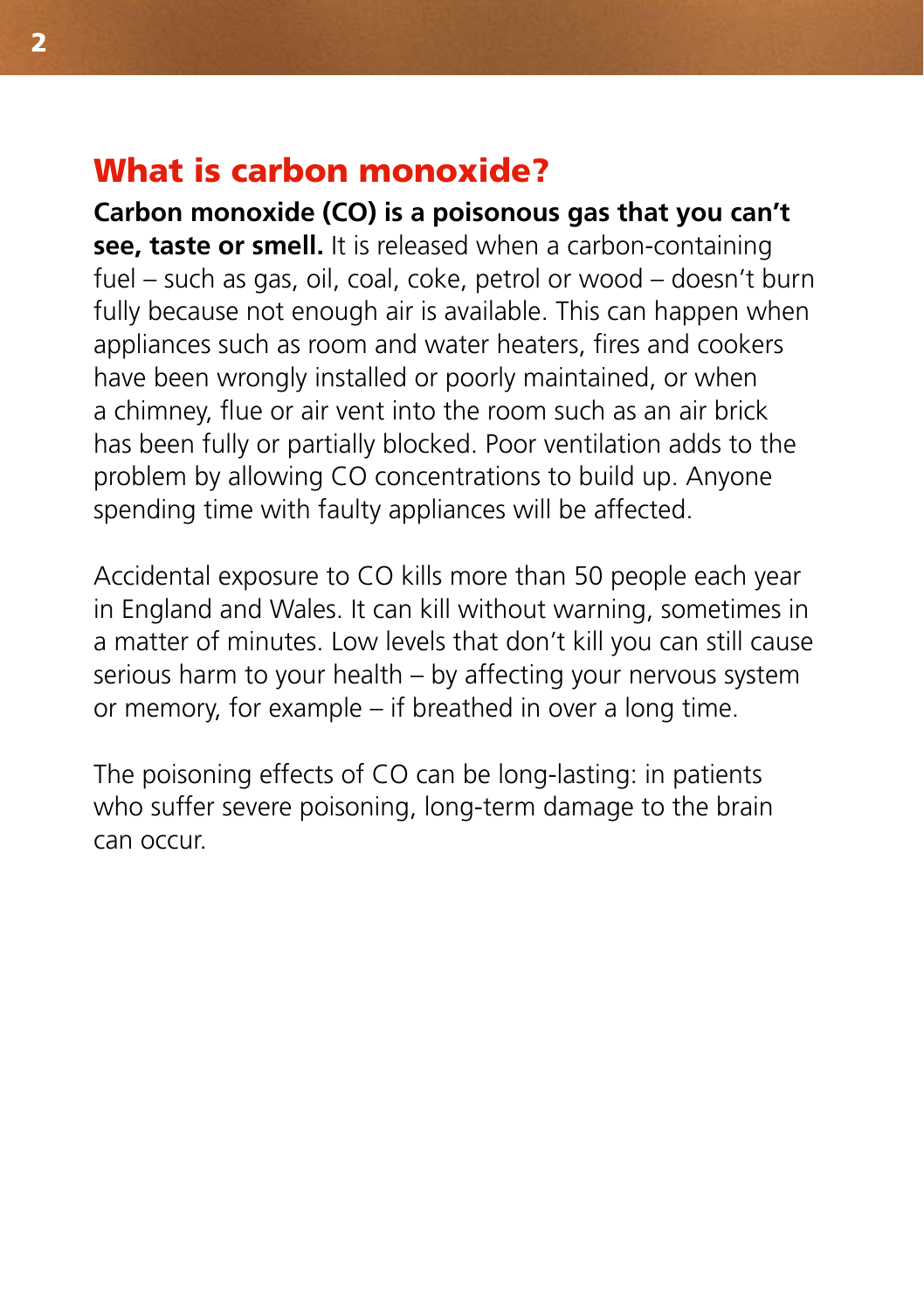## What is carbon monoxide?

**Carbon monoxide (CO) is a poisonous gas that you can't see, taste or smell.** It is released when a carbon-containing fuel – such as gas, oil, coal, coke, petrol or wood – doesn't burn fully because not enough air is available. This can happen when appliances such as room and water heaters, fires and cookers have been wrongly installed or poorly maintained, or when a chimney, flue or air vent into the room such as an air brick has been fully or partially blocked. Poor ventilation adds to the problem by allowing CO concentrations to build up. Anyone spending time with faulty appliances will be affected.

Accidental exposure to CO kills more than 50 people each year in England and Wales. It can kill without warning, sometimes in a matter of minutes. Low levels that don't kill you can still cause serious harm to your health – by affecting your nervous system or memory, for example – if breathed in over a long time.

The poisoning effects of CO can be long-lasting: in patients who suffer severe poisoning, long-term damage to the brain can occur.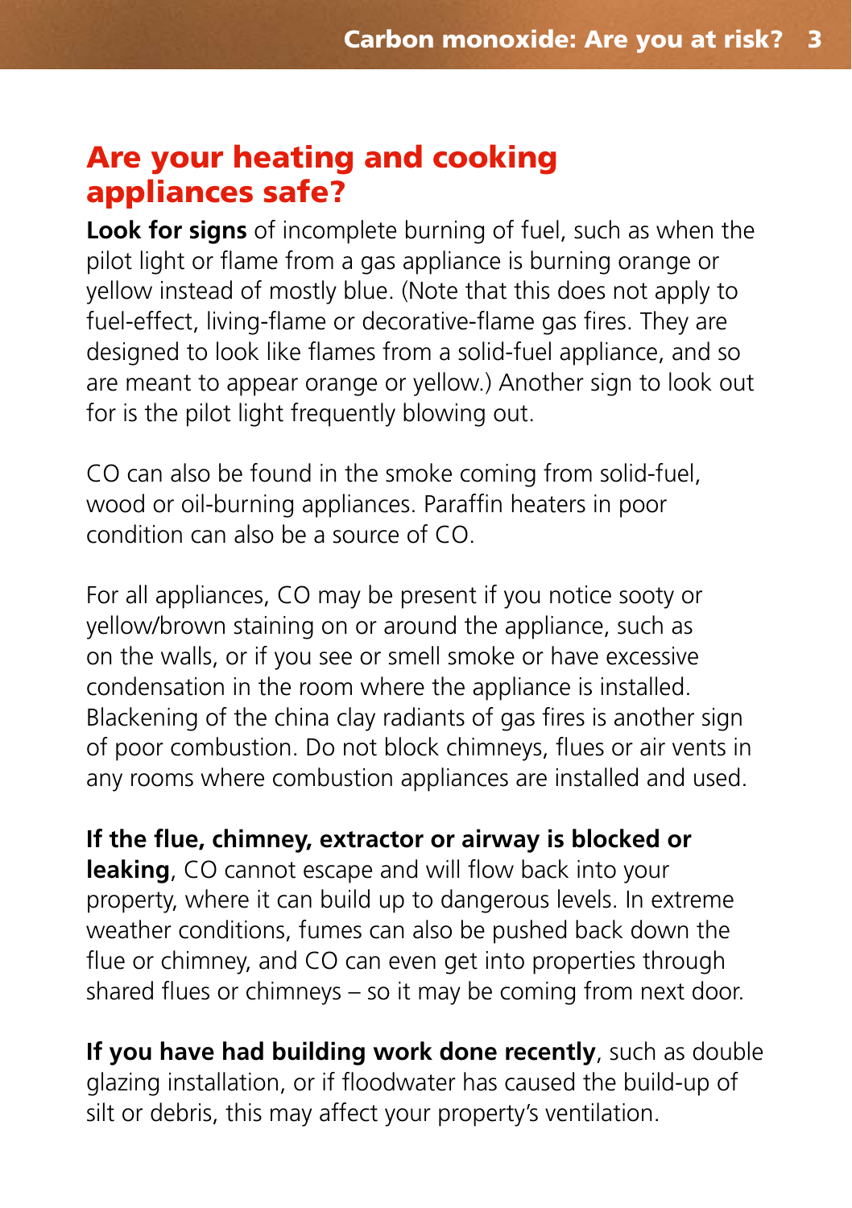## Are your heating and cooking appliances safe?

**Look for signs** of incomplete burning of fuel, such as when the pilot light or flame from a gas appliance is burning orange or yellow instead of mostly blue. (Note that this does not apply to fuel-effect, living-flame or decorative-flame gas fires. They are designed to look like flames from a solid-fuel appliance, and so are meant to appear orange or yellow.) Another sign to look out for is the pilot light frequently blowing out.

CO can also be found in the smoke coming from solid-fuel, wood or oil-burning appliances. Paraffin heaters in poor condition can also be a source of CO.

For all appliances, CO may be present if you notice sooty or yellow/brown staining on or around the appliance, such as on the walls, or if you see or smell smoke or have excessive condensation in the room where the appliance is installed. Blackening of the china clay radiants of gas fires is another sign of poor combustion. Do not block chimneys, flues or air vents in any rooms where combustion appliances are installed and used.

**If the flue, chimney, extractor or airway is blocked or leaking**, CO cannot escape and will flow back into your property, where it can build up to dangerous levels. In extreme weather conditions, fumes can also be pushed back down the flue or chimney, and CO can even get into properties through shared flues or chimneys – so it may be coming from next door.

**If you have had building work done recently**, such as double glazing installation, or if floodwater has caused the build-up of silt or debris, this may affect your property's ventilation.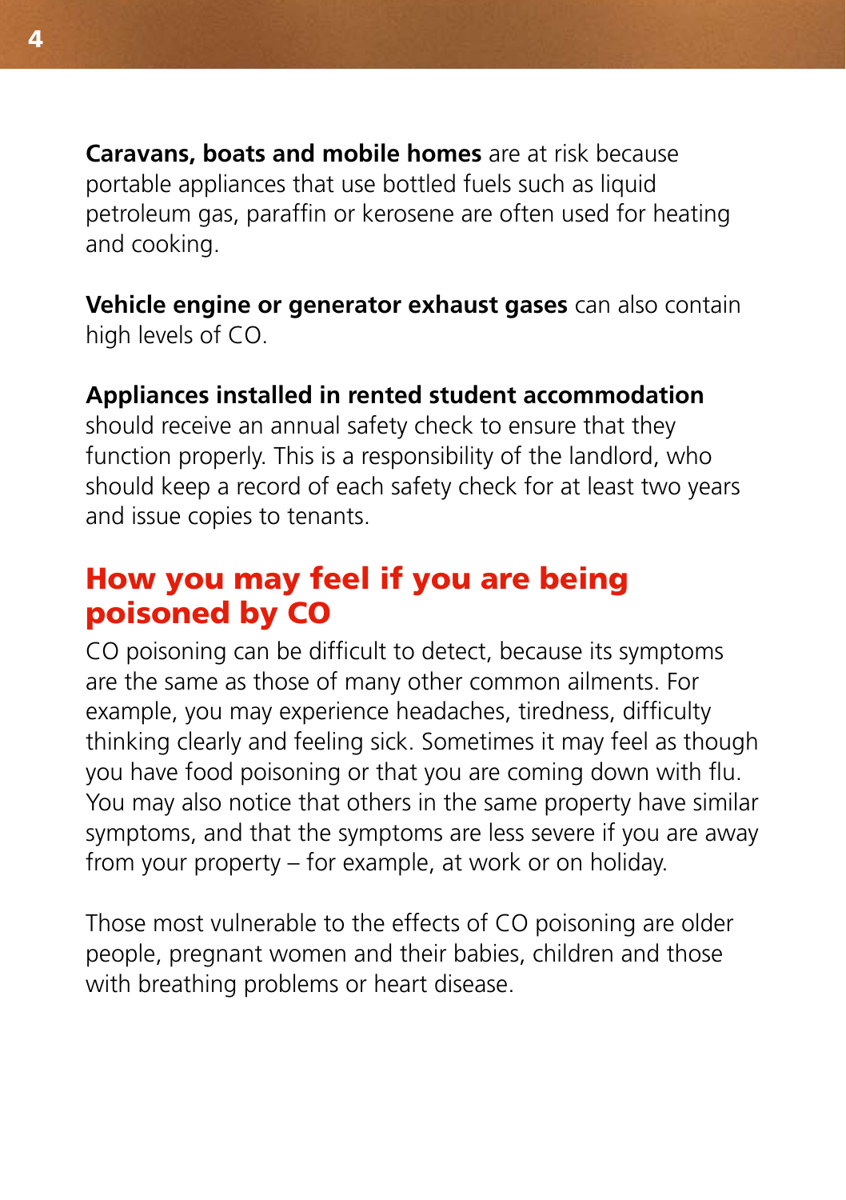**Caravans, boats and mobile homes** are at risk because portable appliances that use bottled fuels such as liquid petroleum gas, paraffin or kerosene are often used for heating and cooking.

**Vehicle engine or generator exhaust gases** can also contain high levels of CO.

**Appliances installed in rented student accommodation** should receive an annual safety check to ensure that they function properly. This is a responsibility of the landlord, who should keep a record of each safety check for at least two years and issue copies to tenants.

## How you may feel if you are being poisoned by CO

CO poisoning can be difficult to detect, because its symptoms are the same as those of many other common ailments. For example, you may experience headaches, tiredness, difficulty thinking clearly and feeling sick. Sometimes it may feel as though you have food poisoning or that you are coming down with flu. You may also notice that others in the same property have similar symptoms, and that the symptoms are less severe if you are away from your property – for example, at work or on holiday.

Those most vulnerable to the effects of CO poisoning are older people, pregnant women and their babies, children and those with breathing problems or heart disease.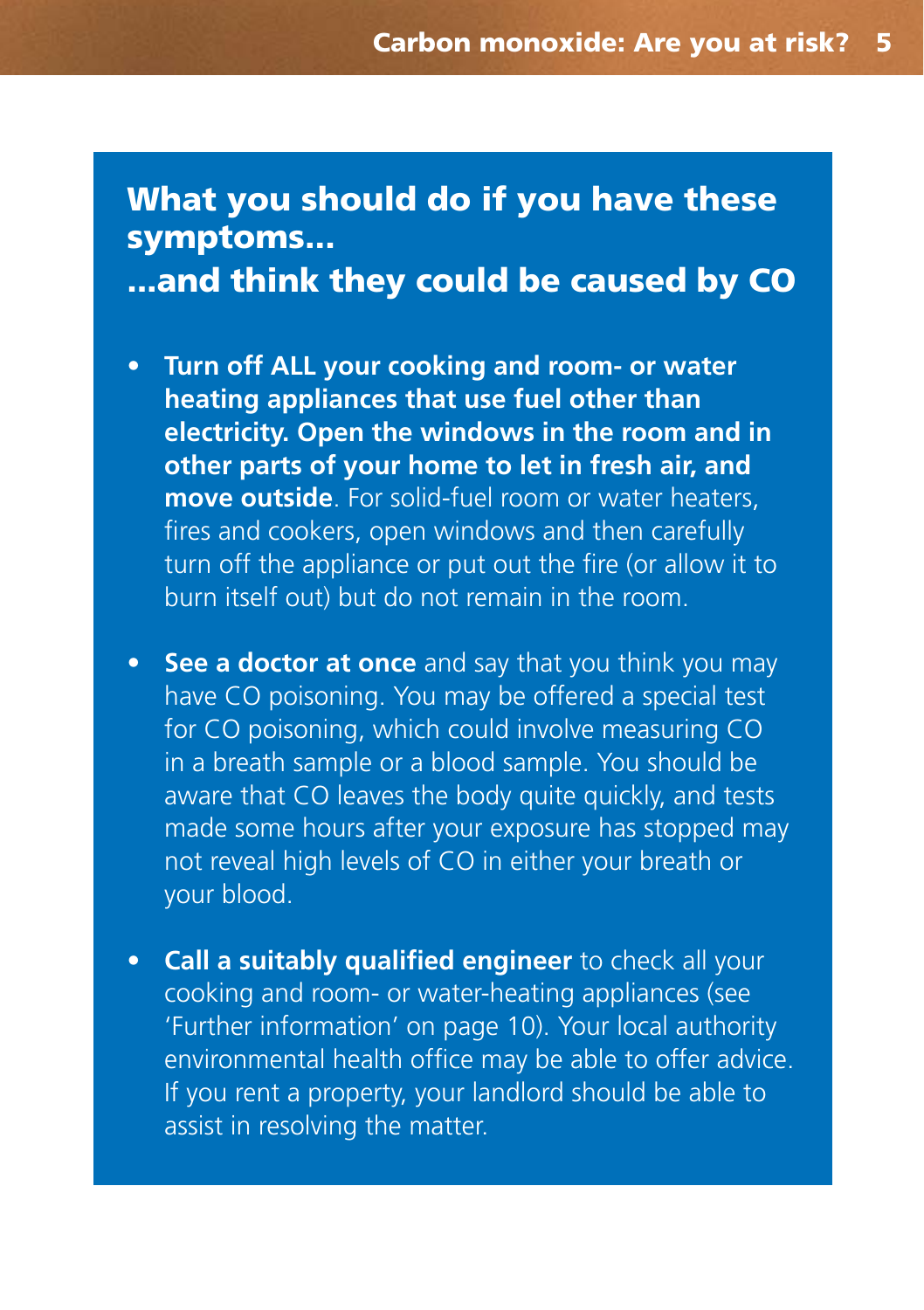## What you should do if you have these symptoms...
## ...and think they could be caused by CO

- **Turn off ALL your cooking and room- or water heating appliances that use fuel other than electricity. Open the windows in the room and in other parts of your home to let in fresh air, and move outside**. For solid-fuel room or water heaters, fires and cookers, open windows and then carefully turn off the appliance or put out the fire (or allow it to burn itself out) but do not remain in the room.

- **See a doctor at once** and say that you think you may have CO poisoning. You may be offered a special test for CO poisoning, which could involve measuring CO in a breath sample or a blood sample. You should be aware that CO leaves the body quite quickly, and tests made some hours after your exposure has stopped may not reveal high levels of CO in either your breath or your blood.

- **Call a suitably qualified engineer** to check all your cooking and room- or water-heating appliances (see 'Further information' on page 10). Your local authority environmental health office may be able to offer advice. If you rent a property, your landlord should be able to assist in resolving the matter.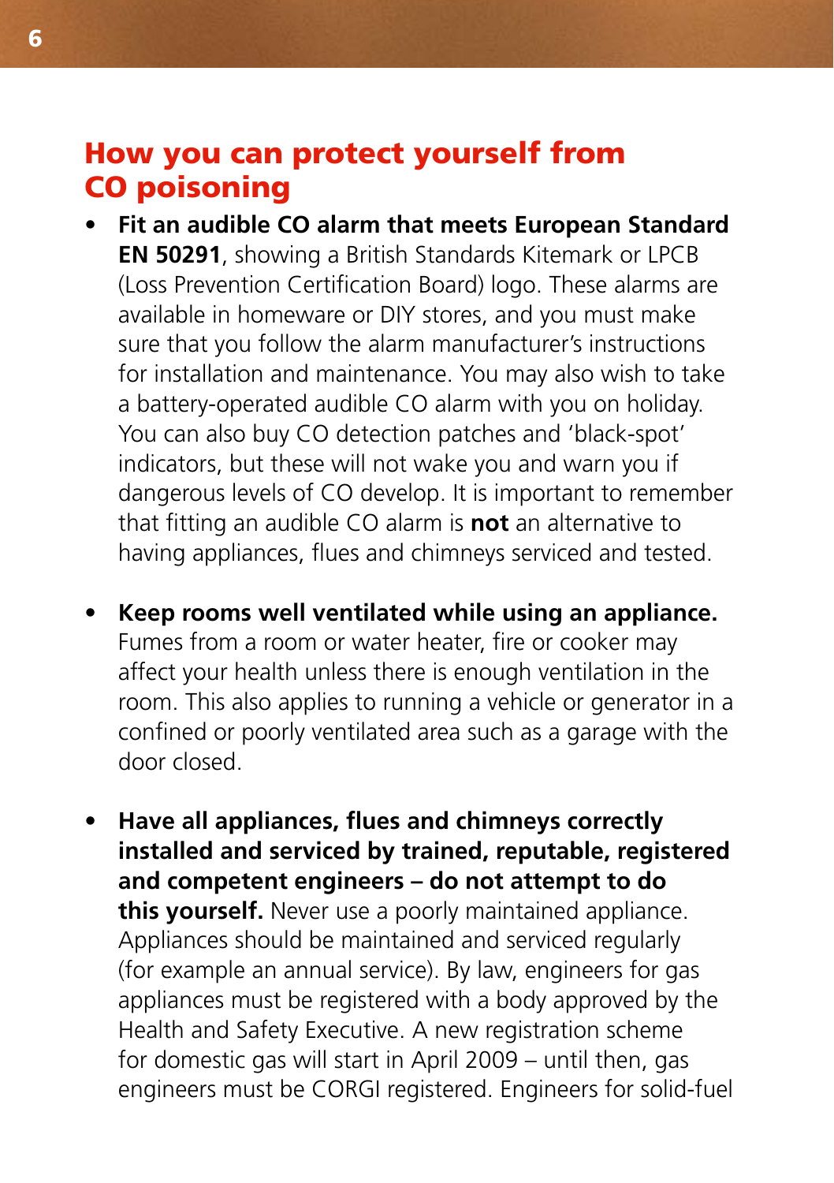## How you can protect yourself from CO poisoning

- **Fit an audible CO alarm that meets European Standard EN 50291**, showing a British Standards Kitemark or LPCB (Loss Prevention Certification Board) logo. These alarms are available in homeware or DIY stores, and you must make sure that you follow the alarm manufacturer's instructions for installation and maintenance. You may also wish to take a battery-operated audible CO alarm with you on holiday. You can also buy CO detection patches and 'black-spot' indicators, but these will not wake you and warn you if dangerous levels of CO develop. It is important to remember that fitting an audible CO alarm is **not** an alternative to having appliances, flues and chimneys serviced and tested.

- **Keep rooms well ventilated while using an appliance.** Fumes from a room or water heater, fire or cooker may affect your health unless there is enough ventilation in the room. This also applies to running a vehicle or generator in a confined or poorly ventilated area such as a garage with the door closed.

- **Have all appliances, flues and chimneys correctly installed and serviced by trained, reputable, registered and competent engineers – do not attempt to do this yourself.** Never use a poorly maintained appliance. Appliances should be maintained and serviced regularly (for example an annual service). By law, engineers for gas appliances must be registered with a body approved by the Health and Safety Executive. A new registration scheme for domestic gas will start in April 2009 – until then, gas engineers must be CORGI registered. Engineers for solid-fuel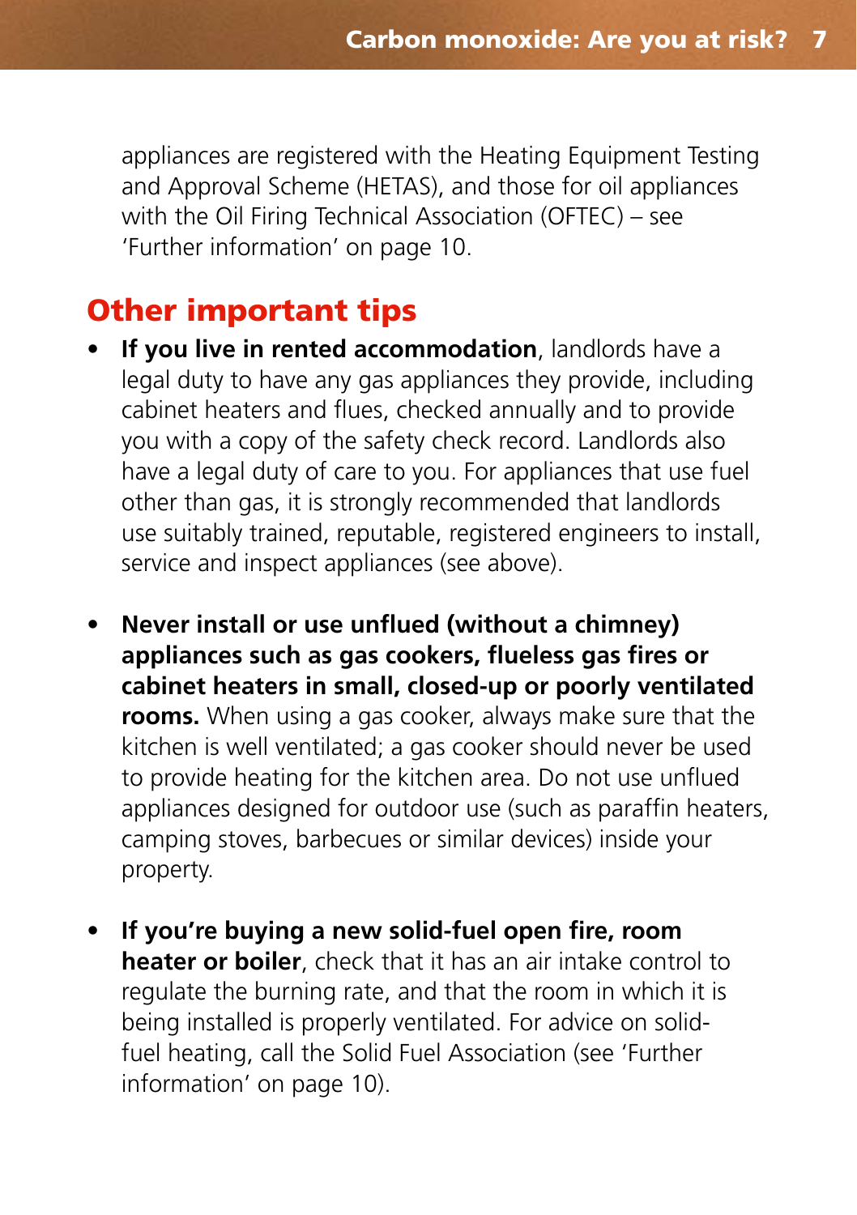appliances are registered with the Heating Equipment Testing and Approval Scheme (HETAS), and those for oil appliances with the Oil Firing Technical Association (OFTEC) – see 'Further information' on page 10.

## Other important tips

- **If you live in rented accommodation**, landlords have a legal duty to have any gas appliances they provide, including cabinet heaters and flues, checked annually and to provide you with a copy of the safety check record. Landlords also have a legal duty of care to you. For appliances that use fuel other than gas, it is strongly recommended that landlords use suitably trained, reputable, registered engineers to install, service and inspect appliances (see above).

- **Never install or use unflued (without a chimney) appliances such as gas cookers, flueless gas fires or cabinet heaters in small, closed-up or poorly ventilated rooms.** When using a gas cooker, always make sure that the kitchen is well ventilated; a gas cooker should never be used to provide heating for the kitchen area. Do not use unflued appliances designed for outdoor use (such as paraffin heaters, camping stoves, barbecues or similar devices) inside your property.

- **If you're buying a new solid-fuel open fire, room heater or boiler**, check that it has an air intake control to regulate the burning rate, and that the room in which it is being installed is properly ventilated. For advice on solid-fuel heating, call the Solid Fuel Association (see 'Further information' on page 10).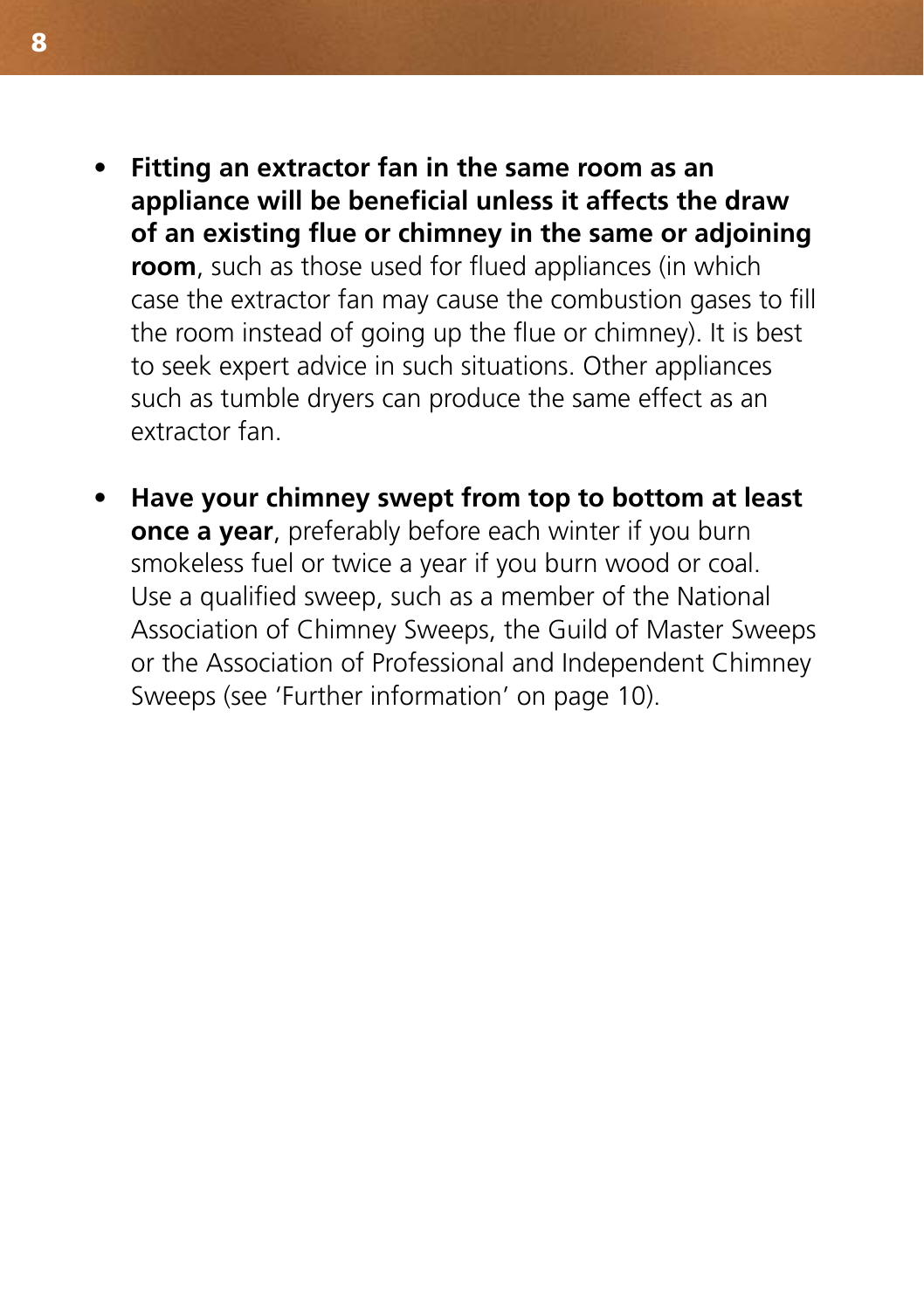- **Fitting an extractor fan in the same room as an appliance will be beneficial unless it affects the draw of an existing flue or chimney in the same or adjoining room**, such as those used for flued appliances (in which case the extractor fan may cause the combustion gases to fill the room instead of going up the flue or chimney). It is best to seek expert advice in such situations. Other appliances such as tumble dryers can produce the same effect as an extractor fan.

- **Have your chimney swept from top to bottom at least once a year**, preferably before each winter if you burn smokeless fuel or twice a year if you burn wood or coal. Use a qualified sweep, such as a member of the National Association of Chimney Sweeps, the Guild of Master Sweeps or the Association of Professional and Independent Chimney Sweeps (see 'Further information' on page 10).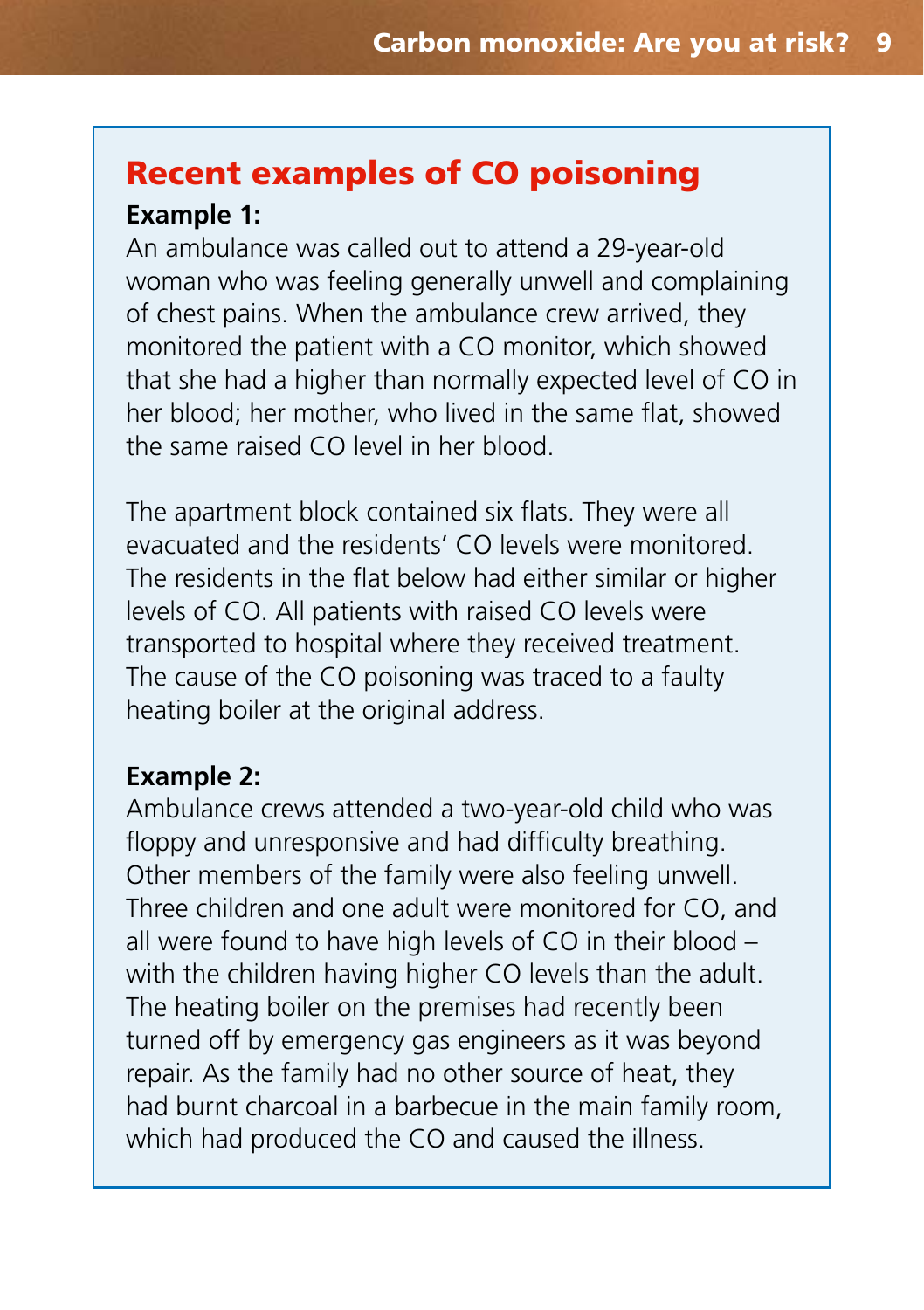## Recent examples of CO poisoning

**Example 1:**

An ambulance was called out to attend a 29-year-old woman who was feeling generally unwell and complaining of chest pains. When the ambulance crew arrived, they monitored the patient with a CO monitor, which showed that she had a higher than normally expected level of CO in her blood; her mother, who lived in the same flat, showed the same raised CO level in her blood.

The apartment block contained six flats. They were all evacuated and the residents' CO levels were monitored. The residents in the flat below had either similar or higher levels of CO. All patients with raised CO levels were transported to hospital where they received treatment. The cause of the CO poisoning was traced to a faulty heating boiler at the original address.

**Example 2:**

Ambulance crews attended a two-year-old child who was floppy and unresponsive and had difficulty breathing. Other members of the family were also feeling unwell. Three children and one adult were monitored for CO, and all were found to have high levels of CO in their blood – with the children having higher CO levels than the adult. The heating boiler on the premises had recently been turned off by emergency gas engineers as it was beyond repair. As the family had no other source of heat, they had burnt charcoal in a barbecue in the main family room, which had produced the CO and caused the illness.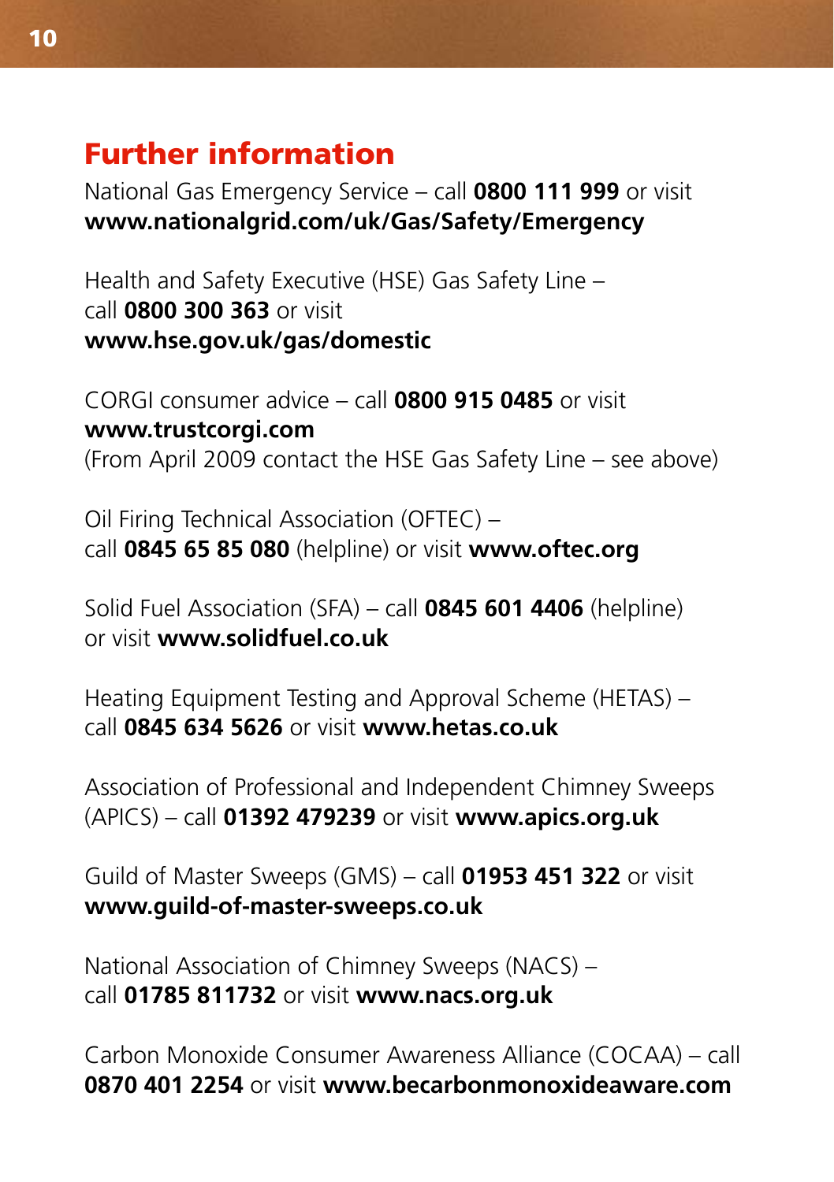## Further information

National Gas Emergency Service – call **0800 111 999** or visit **www.nationalgrid.com/uk/Gas/Safety/Emergency**

Health and Safety Executive (HSE) Gas Safety Line – call **0800 300 363** or visit **www.hse.gov.uk/gas/domestic**

CORGI consumer advice – call **0800 915 0485** or visit **www.trustcorgi.com**
(From April 2009 contact the HSE Gas Safety Line – see above)

Oil Firing Technical Association (OFTEC) – call **0845 65 85 080** (helpline) or visit **www.oftec.org**

Solid Fuel Association (SFA) – call **0845 601 4406** (helpline) or visit **www.solidfuel.co.uk**

Heating Equipment Testing and Approval Scheme (HETAS) – call **0845 634 5626** or visit **www.hetas.co.uk**

Association of Professional and Independent Chimney Sweeps (APICS) – call **01392 479239** or visit **www.apics.org.uk**

Guild of Master Sweeps (GMS) – call **01953 451 322** or visit **www.guild-of-master-sweeps.co.uk**

National Association of Chimney Sweeps (NACS) – call **01785 811732** or visit **www.nacs.org.uk**

Carbon Monoxide Consumer Awareness Alliance (COCAA) – call **0870 401 2254** or visit **www.becarbonmonoxideaware.com**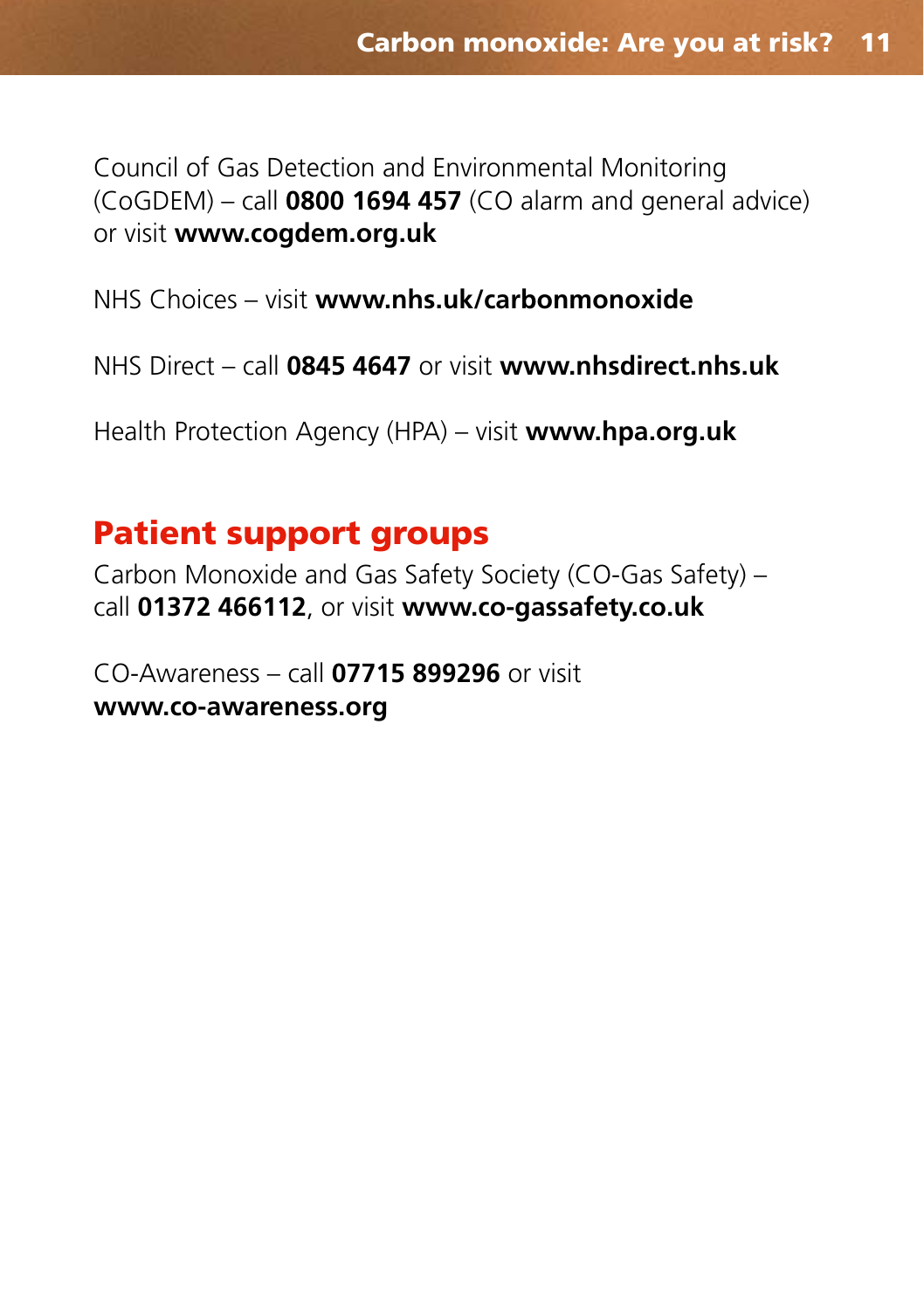Council of Gas Detection and Environmental Monitoring (CoGDEM) – call **0800 1694 457** (CO alarm and general advice) or visit **www.cogdem.org.uk**

NHS Choices – visit **www.nhs.uk/carbonmonoxide**

NHS Direct – call **0845 4647** or visit **www.nhsdirect.nhs.uk**

Health Protection Agency (HPA) – visit **www.hpa.org.uk**

## Patient support groups

Carbon Monoxide and Gas Safety Society (CO-Gas Safety) – call **01372 466112**, or visit **www.co-gassafety.co.uk**

CO-Awareness – call **07715 899296** or visit **www.co-awareness.org**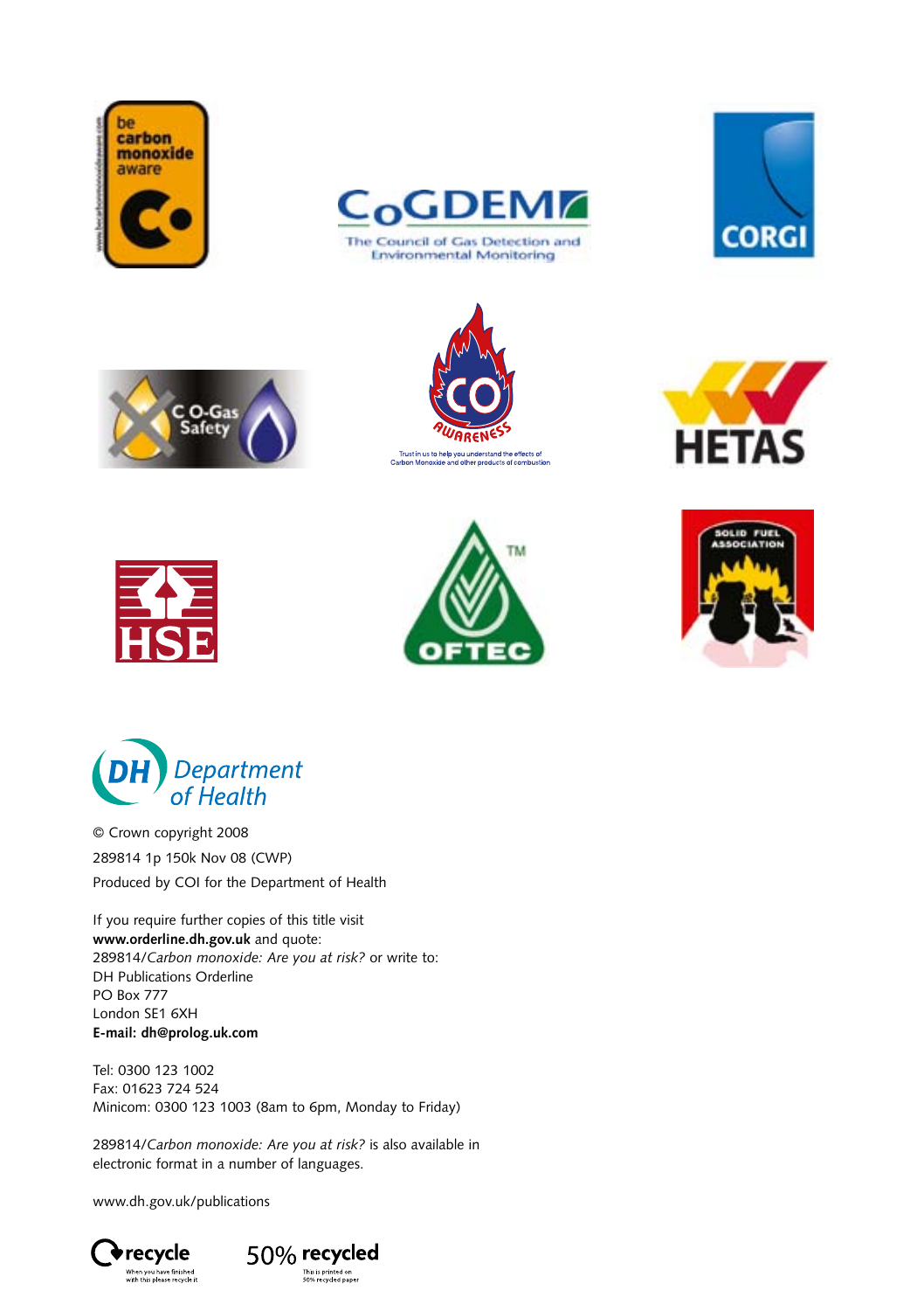© Crown copyright 2008

289814 1p 150k Nov 08 (CWP)

Produced by COI for the Department of Health

If you require further copies of this title visit
**www.orderline.dh.gov.uk** and quote:
289814/*Carbon monoxide: Are you at risk?* or write to:
DH Publications Orderline
PO Box 777
London SE1 6XH
**E-mail: dh@prolog.uk.com**

Tel: 0300 123 1002
Fax: 01623 724 524
Minicom: 0300 123 1003 (8am to 6pm, Monday to Friday)

289814/*Carbon monoxide: Are you at risk?* is also available in electronic format in a number of languages.

www.dh.gov.uk/publications